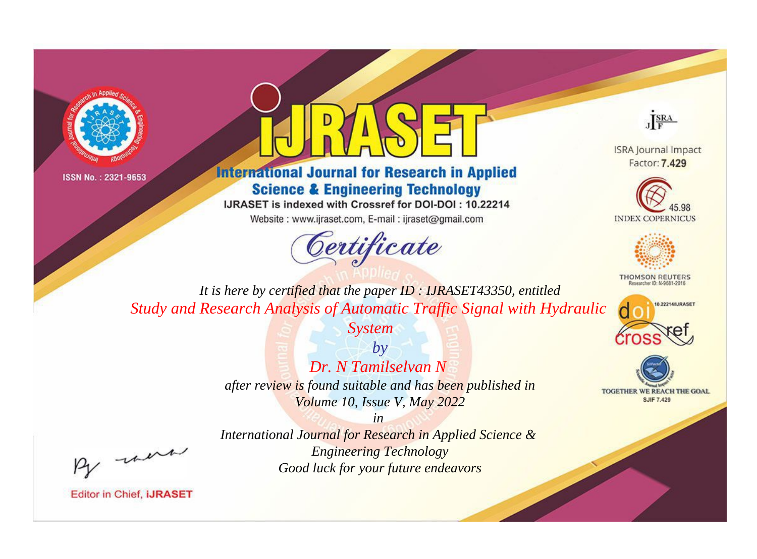ISSN No. : 2321-9653

# iJRASET

## International Journal for Research in Applied Science & Engineering Technology

IJRASET is indexed with Crossref for DOI-DOI : 10.22214

Website : www.ijraset.com, E-mail : ijraset@gmail.com

ISRA Journal Impact Factor: **7.429**

45.98 INDEX COPERNICUS

THOMSON REUTERS Researcher ID: N-9681-2016

10.22214/IJRASET

TOGETHER WE REACH THE GOAL SJIF 7.429

*Certificate*

*It is here by certified that the paper ID : IJRASET43350, entitled*

*Study and Research Analysis of Automatic Traffic Signal with Hydraulic System*

*by*

*Dr. N Tamilselvan N*

*after review is found suitable and has been published in*

*Volume 10, Issue V, May 2022*

*in*

*International Journal for Research in Applied Science & Engineering Technology*

*Good luck for your future endeavors*

Editor in Chief, iJRASET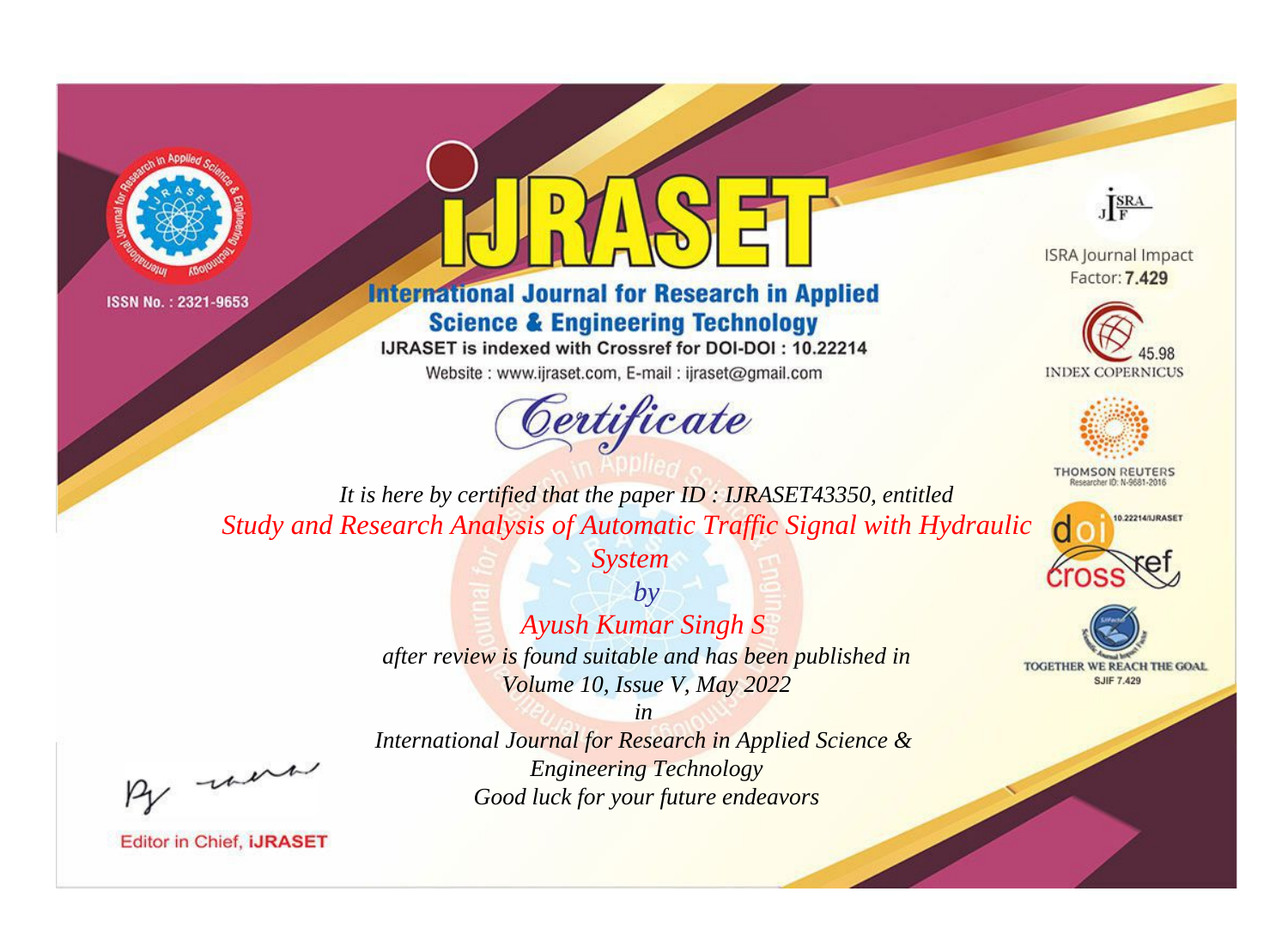ISSN No. : 2321-9653

# iJRASET

## International Journal for Research in Applied Science & Engineering Technology

IJRASET is indexed with Crossref for DOI-DOI : 10.22214

Website : www.ijraset.com, E-mail : ijraset@gmail.com

ISRA Journal Impact Factor: **7.429**

45.98 INDEX COPERNICUS

THOMSON REUTERS Researcher ID: N-9681-2016

10.22214/IJRASET

TOGETHER WE REACH THE GOAL SJIF 7.429

# *Certificate*

*It is here by certified that the paper ID : IJRASET43350, entitled*

*Study and Research Analysis of Automatic Traffic Signal with Hydraulic System*

*by*

*Ayush Kumar Singh S*

*after review is found suitable and has been published in*

*Volume 10, Issue V, May 2022*

*in*

*International Journal for Research in Applied Science & Engineering Technology*

*Good luck for your future endeavors*

Editor in Chief, **iJRASET**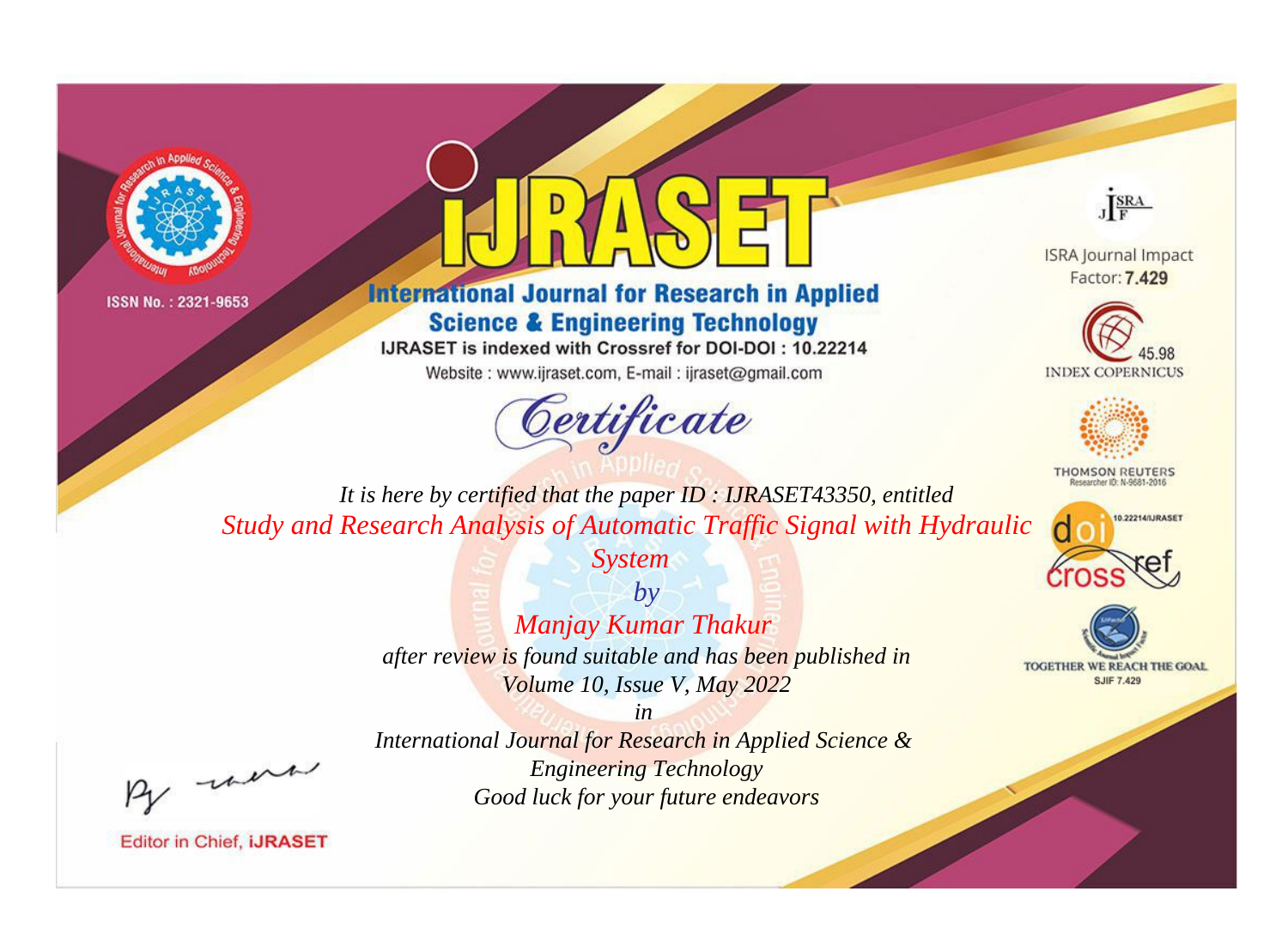ISSN No. : 2321-9653

# iJRASET

## International Journal for Research in Applied Science & Engineering Technology

IJRASET is indexed with Crossref for DOI-DOI : 10.22214

Website : www.ijraset.com, E-mail : ijraset@gmail.com

ISRA Journal Impact Factor: **7.429**

45.98 INDEX COPERNICUS

THOMSON REUTERS Researcher ID: N-9681-2016

10.22214/IJRASET

TOGETHER WE REACH THE GOAL SJIF 7.429

# *Certificate*

*It is here by certified that the paper ID : IJRASET43350, entitled*

*Study and Research Analysis of Automatic Traffic Signal with Hydraulic System*

*by*

*Manjay Kumar Thakur*

*after review is found suitable and has been published in*

*Volume 10, Issue V, May 2022*

*in*

*International Journal for Research in Applied Science & Engineering Technology*

*Good luck for your future endeavors*

Editor in Chief, **iJRASET**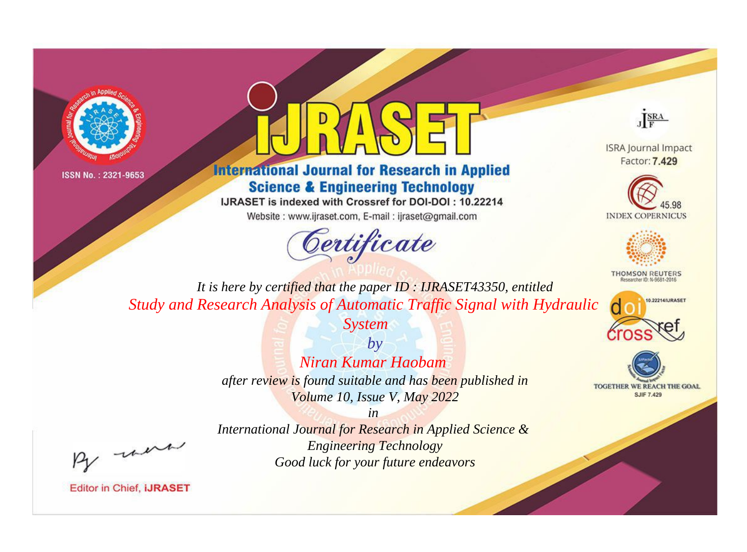ISSN No. : 2321-9653

# iJRASET

## International Journal for Research in Applied Science & Engineering Technology

IJRASET is indexed with Crossref for DOI-DOI : 10.22214

Website : www.ijraset.com, E-mail : ijraset@gmail.com

*Certificate*

*It is here by certified that the paper ID : IJRASET43350, entitled*

*Study and Research Analysis of Automatic Traffic Signal with Hydraulic System*

*by*

*Niran Kumar Haobam*

*after review is found suitable and has been published in*

*Volume 10, Issue V, May 2022*

*in*

*International Journal for Research in Applied Science & Engineering Technology*

*Good luck for your future endeavors*

ISRA Journal Impact Factor: **7.429**

45.98 INDEX COPERNICUS

THOMSON REUTERS Researcher ID: N-9681-2016

10.22214/IJRASET

TOGETHER WE REACH THE GOAL SJIF 7.429

Editor in Chief, **iJRASET**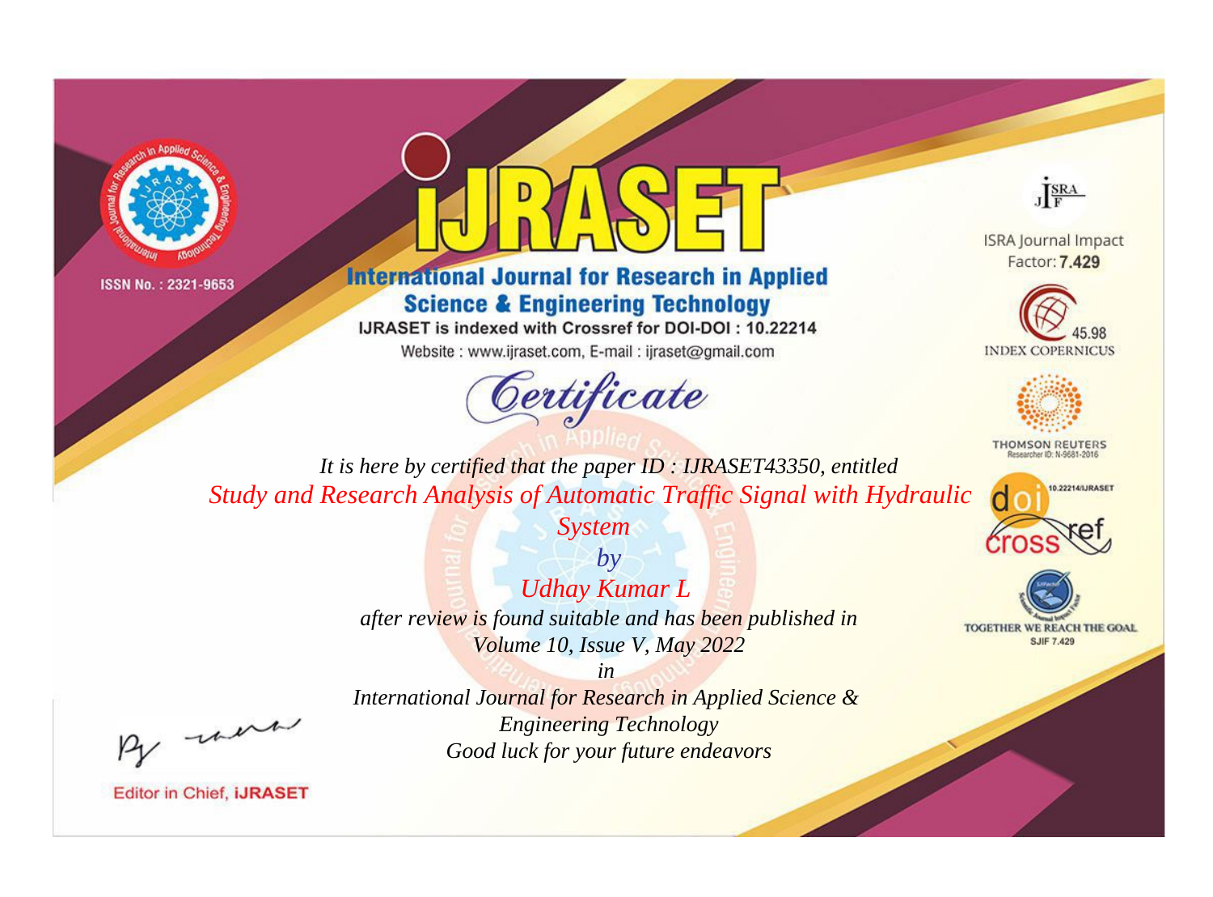ISSN No. : 2321-9653

# iJRASET

## International Journal for Research in Applied Science & Engineering Technology

IJRASET is indexed with Crossref for DOI-DOI : 10.22214

Website : www.ijraset.com, E-mail : ijraset@gmail.com

*Certificate*

*It is here by certified that the paper ID : IJRASET43350, entitled*

*Study and Research Analysis of Automatic Traffic Signal with Hydraulic System*

*by*

*Udhay Kumar L*

*after review is found suitable and has been published in*

*Volume 10, Issue V, May 2022*

*in*

*International Journal for Research in Applied Science & Engineering Technology*

*Good luck for your future endeavors*

ISRA Journal Impact Factor: **7.429**

45.98 INDEX COPERNICUS

THOMSON REUTERS Researcher ID: N-9681-2016

10.22214/IJRASET

TOGETHER WE REACH THE GOAL SJIF 7.429

Editor in Chief, **iJRASET**